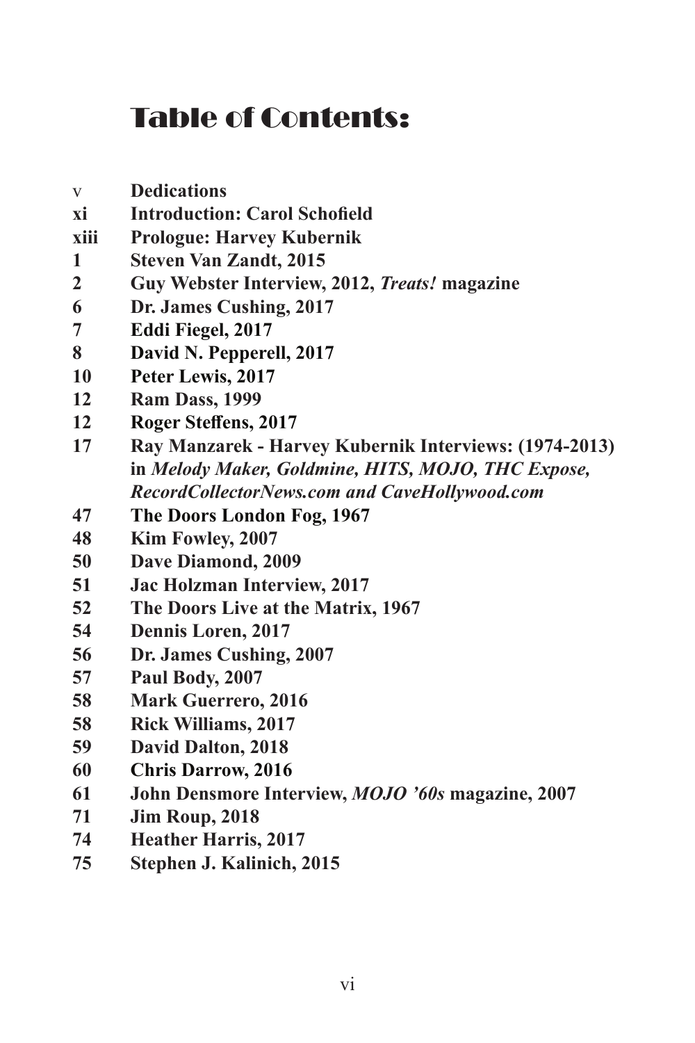# Table of Contents:

- v **Dedications**
- **xi Introduction: Carol Schofield**
- **xiii Prologue: Harvey Kubernik**
- **1 Steven Van Zandt, 2015**
- **2 Guy Webster Interview, 2012, *Treats!* magazine**
- **6 Dr. James Cushing, 2017**
- **7 Eddi Fiegel, 2017**
- **8 David N. Pepperell, 2017**
- **10 Peter Lewis, 2017**
- **12 Ram Dass, 1999**
- **12 Roger Steffens, 2017**
- **17 Ray Manzarek - Harvey Kubernik Interviews: (1974-2013) in *Melody Maker, Goldmine, HITS, MOJO, THC Expose, RecordCollectorNews.com and CaveHollywood.com***
- **47 The Doors London Fog, 1967**
- **48 Kim Fowley, 2007**
- **50 Dave Diamond, 2009**
- **51 Jac Holzman Interview, 2017**
- **52 The Doors Live at the Matrix, 1967**
- **54 Dennis Loren, 2017**
- **56 Dr. James Cushing, 2007**
- **57 Paul Body, 2007**
- **58 Mark Guerrero, 2016**
- **58 Rick Williams, 2017**
- **59 David Dalton, 2018**
- **60 Chris Darrow, 2016**
- **61 John Densmore Interview, *MOJO '60s* magazine, 2007**
- **71 Jim Roup, 2018**
- **74 Heather Harris, 2017**
- **75 Stephen J. Kalinich, 2015**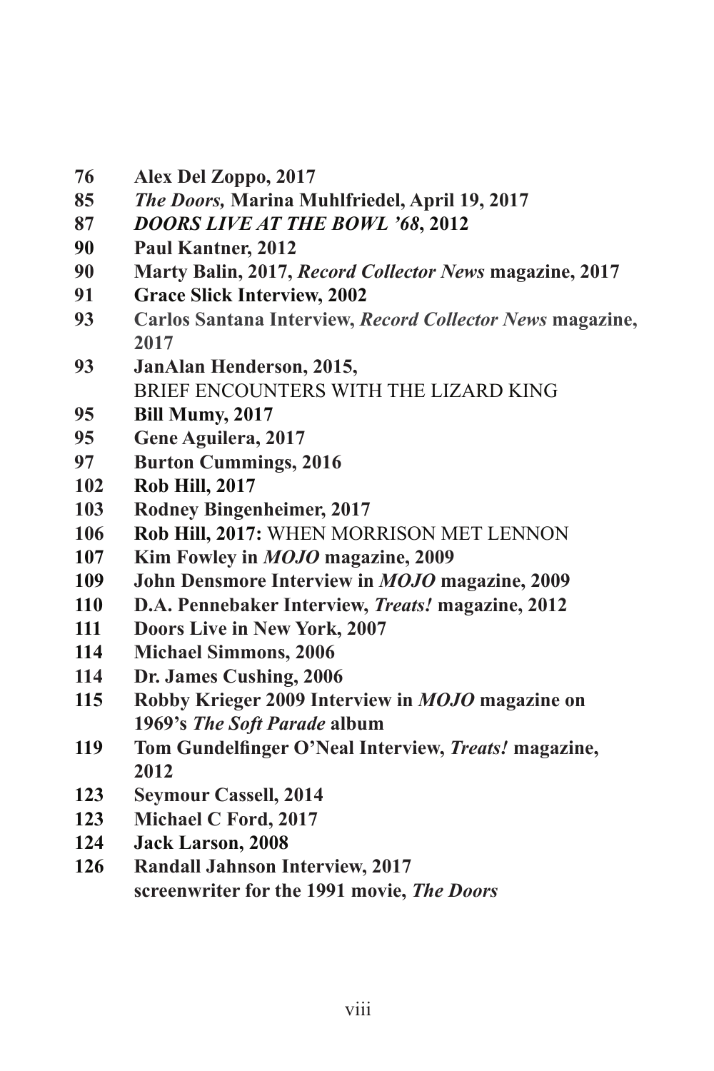76 **Alex Del Zoppo, 2017**

85 ***The Doors,* Marina Muhlfriedel, April 19, 2017**

87 ***DOORS LIVE AT THE BOWL '68*, 2012**

90 **Paul Kantner, 2012**

90 **Marty Balin, 2017, *Record Collector News* magazine, 2017**

91 **Grace Slick Interview, 2002**

93 **Carlos Santana Interview, *Record Collector News* magazine, 2017**

93 **JanAlan Henderson, 2015,** BRIEF ENCOUNTERS WITH THE LIZARD KING

95 **Bill Mumy, 2017**

95 **Gene Aguilera, 2017**

97 **Burton Cummings, 2016**

102 **Rob Hill, 2017**

103 **Rodney Bingenheimer, 2017**

106 **Rob Hill, 2017:** WHEN MORRISON MET LENNON

107 **Kim Fowley in *MOJO* magazine, 2009**

109 **John Densmore Interview in *MOJO* magazine, 2009**

110 **D.A. Pennebaker Interview, *Treats!* magazine, 2012**

111 **Doors Live in New York, 2007**

114 **Michael Simmons, 2006**

114 **Dr. James Cushing, 2006**

115 **Robby Krieger 2009 Interview in *MOJO* magazine on 1969's *The Soft Parade* album**

119 **Tom Gundelfinger O'Neal Interview, *Treats!* magazine, 2012**

123 **Seymour Cassell, 2014**

123 **Michael C Ford, 2017**

124 **Jack Larson, 2008**

126 **Randall Jahnson Interview, 2017 screenwriter for the 1991 movie, *The Doors***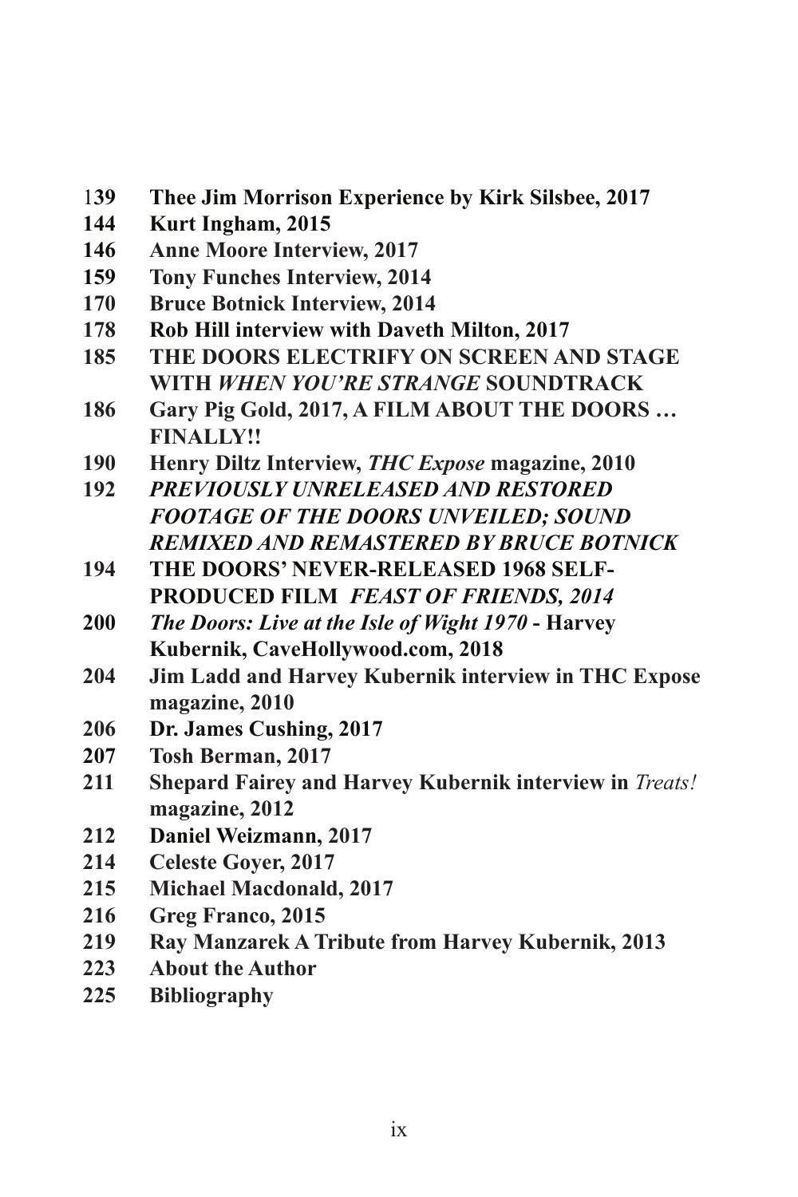**139 Thee Jim Morrison Experience by Kirk Silsbee, 2017**
**144 Kurt Ingham, 2015**
**146 Anne Moore Interview, 2017**
**159 Tony Funches Interview, 2014**
**170 Bruce Botnick Interview, 2014**
**178 Rob Hill interview with Daveth Milton, 2017**
**185 THE DOORS ELECTRIFY ON SCREEN AND STAGE WITH *WHEN YOU'RE STRANGE* SOUNDTRACK**
**186 Gary Pig Gold, 2017, A FILM ABOUT THE DOORS … FINALLY!!**
**190 Henry Diltz Interview, *THC Expose* magazine, 2010**
**192 *PREVIOUSLY UNRELEASED AND RESTORED FOOTAGE OF THE DOORS UNVEILED; SOUND REMIXED AND REMASTERED BY BRUCE BOTNICK***
**194 THE DOORS' NEVER-RELEASED 1968 SELF-PRODUCED FILM *FEAST OF FRIENDS, 2014***
**200 *The Doors: Live at the Isle of Wight 1970* - Harvey Kubernik, CaveHollywood.com, 2018**
**204 Jim Ladd and Harvey Kubernik interview in THC Expose magazine, 2010**
**206 Dr. James Cushing, 2017**
**207 Tosh Berman, 2017**
**211 Shepard Fairey and Harvey Kubernik interview in *Treats!* magazine, 2012**
**212 Daniel Weizmann, 2017**
**214 Celeste Goyer, 2017**
**215 Michael Macdonald, 2017**
**216 Greg Franco, 2015**
**219 Ray Manzarek A Tribute from Harvey Kubernik, 2013**
**223 About the Author**
**225 Bibliography**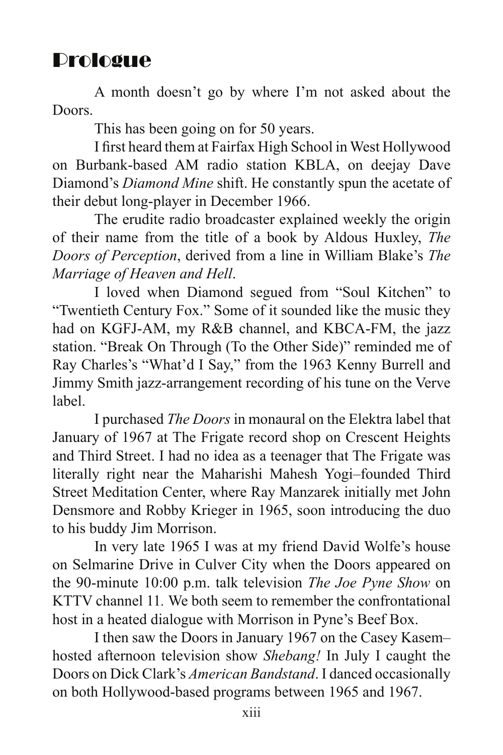# Prologue

A month doesn't go by where I'm not asked about the Doors.

This has been going on for 50 years.

I first heard them at Fairfax High School in West Hollywood on Burbank-based AM radio station KBLA, on deejay Dave Diamond's *Diamond Mine* shift. He constantly spun the acetate of their debut long-player in December 1966.

The erudite radio broadcaster explained weekly the origin of their name from the title of a book by Aldous Huxley, *The Doors of Perception*, derived from a line in William Blake's *The Marriage of Heaven and Hell*.

I loved when Diamond segued from "Soul Kitchen" to "Twentieth Century Fox." Some of it sounded like the music they had on KGFJ-AM, my R&B channel, and KBCA-FM, the jazz station. "Break On Through (To the Other Side)" reminded me of Ray Charles's "What'd I Say," from the 1963 Kenny Burrell and Jimmy Smith jazz-arrangement recording of his tune on the Verve label.

I purchased *The Doors* in monaural on the Elektra label that January of 1967 at The Frigate record shop on Crescent Heights and Third Street. I had no idea as a teenager that The Frigate was literally right near the Maharishi Mahesh Yogi–founded Third Street Meditation Center, where Ray Manzarek initially met John Densmore and Robby Krieger in 1965, soon introducing the duo to his buddy Jim Morrison.

In very late 1965 I was at my friend David Wolfe's house on Selmarine Drive in Culver City when the Doors appeared on the 90-minute 10:00 p.m. talk television *The Joe Pyne Show* on KTTV channel 11. We both seem to remember the confrontational host in a heated dialogue with Morrison in Pyne's Beef Box.

I then saw the Doors in January 1967 on the Casey Kasem–hosted afternoon television show *Shebang!* In July I caught the Doors on Dick Clark's *American Bandstand*. I danced occasionally on both Hollywood-based programs between 1965 and 1967.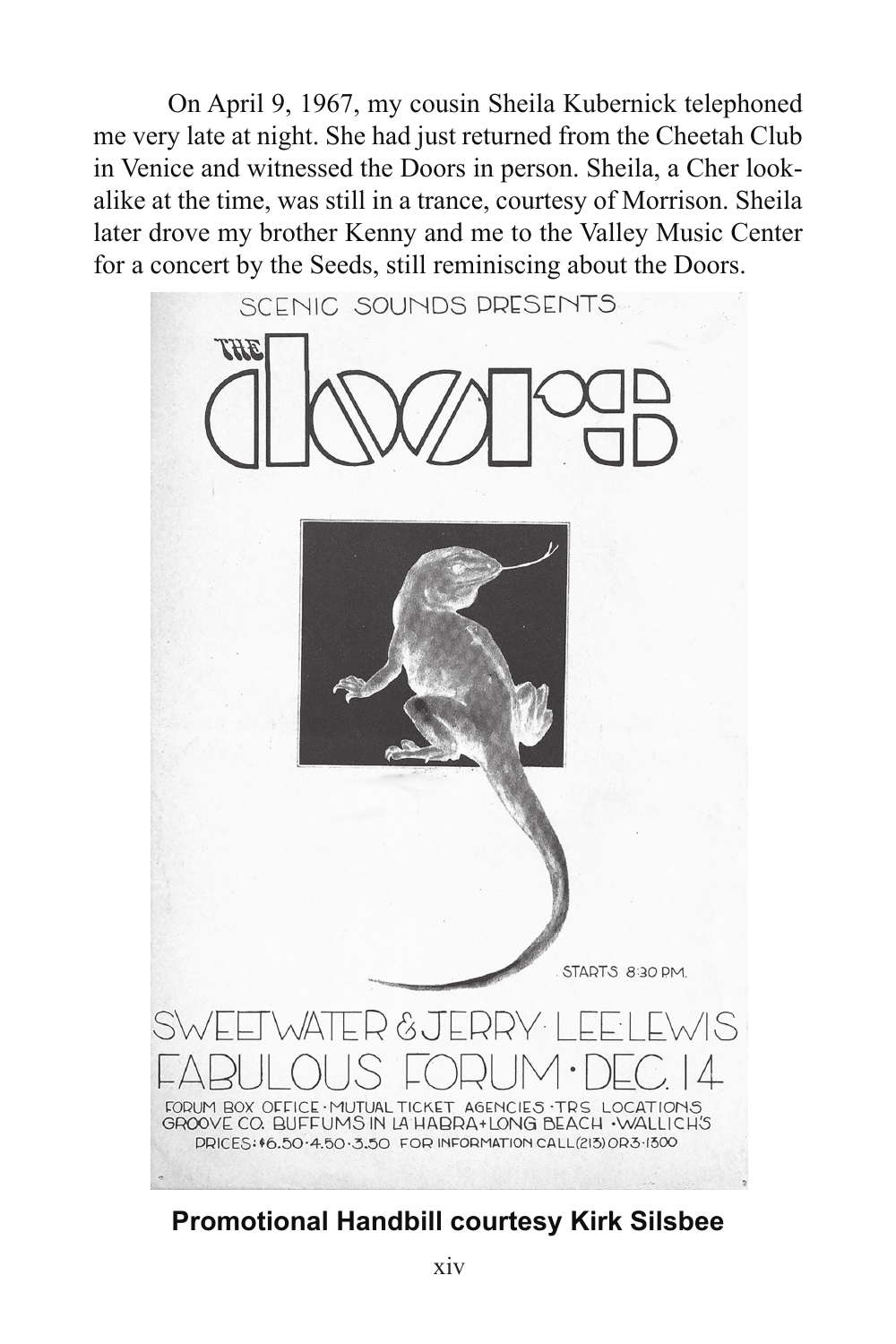On April 9, 1967, my cousin Sheila Kubernick telephoned me very late at night. She had just returned from the Cheetah Club in Venice and witnessed the Doors in person. Sheila, a Cher look-alike at the time, was still in a trance, courtesy of Morrison. Sheila later drove my brother Kenny and me to the Valley Music Center for a concert by the Seeds, still reminiscing about the Doors.

SCENIC SOUNDS PRESENTS

THE doors

STARTS 8:30 PM.

SWEETWATER & JERRY LEE LEWIS

FABULOUS FORUM · DEC. 14

FORUM BOX OFFICE · MUTUAL TICKET AGENCIES · TRS LOCATIONS
GROOVE CO. BUFFUMS IN LA HABRA + LONG BEACH · WALLICH'S
PRICES: $6.50 · 4.50 · 3.50 FOR INFORMATION CALL (213) OR3-1300

**Promotional Handbill courtesy Kirk Silsbee**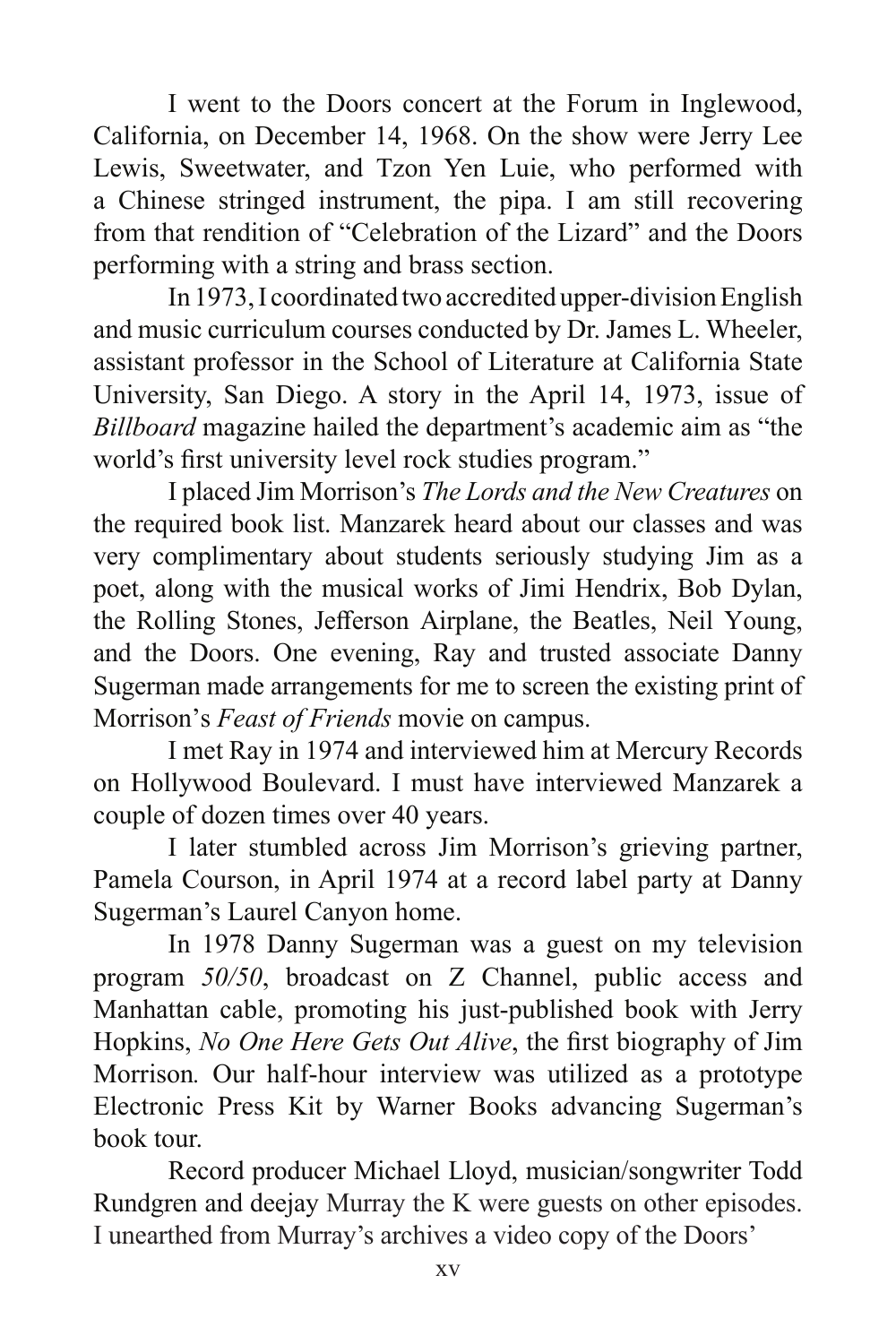I went to the Doors concert at the Forum in Inglewood, California, on December 14, 1968. On the show were Jerry Lee Lewis, Sweetwater, and Tzon Yen Luie, who performed with a Chinese stringed instrument, the pipa. I am still recovering from that rendition of "Celebration of the Lizard" and the Doors performing with a string and brass section.

In 1973, I coordinated two accredited upper-division English and music curriculum courses conducted by Dr. James L. Wheeler, assistant professor in the School of Literature at California State University, San Diego. A story in the April 14, 1973, issue of *Billboard* magazine hailed the department's academic aim as "the world's first university level rock studies program."

I placed Jim Morrison's *The Lords and the New Creatures* on the required book list. Manzarek heard about our classes and was very complimentary about students seriously studying Jim as a poet, along with the musical works of Jimi Hendrix, Bob Dylan, the Rolling Stones, Jefferson Airplane, the Beatles, Neil Young, and the Doors. One evening, Ray and trusted associate Danny Sugerman made arrangements for me to screen the existing print of Morrison's *Feast of Friends* movie on campus.

I met Ray in 1974 and interviewed him at Mercury Records on Hollywood Boulevard. I must have interviewed Manzarek a couple of dozen times over 40 years.

I later stumbled across Jim Morrison's grieving partner, Pamela Courson, in April 1974 at a record label party at Danny Sugerman's Laurel Canyon home.

In 1978 Danny Sugerman was a guest on my television program *50/50*, broadcast on Z Channel, public access and Manhattan cable, promoting his just-published book with Jerry Hopkins, *No One Here Gets Out Alive*, the first biography of Jim Morrison. Our half-hour interview was utilized as a prototype Electronic Press Kit by Warner Books advancing Sugerman's book tour.

Record producer Michael Lloyd, musician/songwriter Todd Rundgren and deejay Murray the K were guests on other episodes. I unearthed from Murray's archives a video copy of the Doors'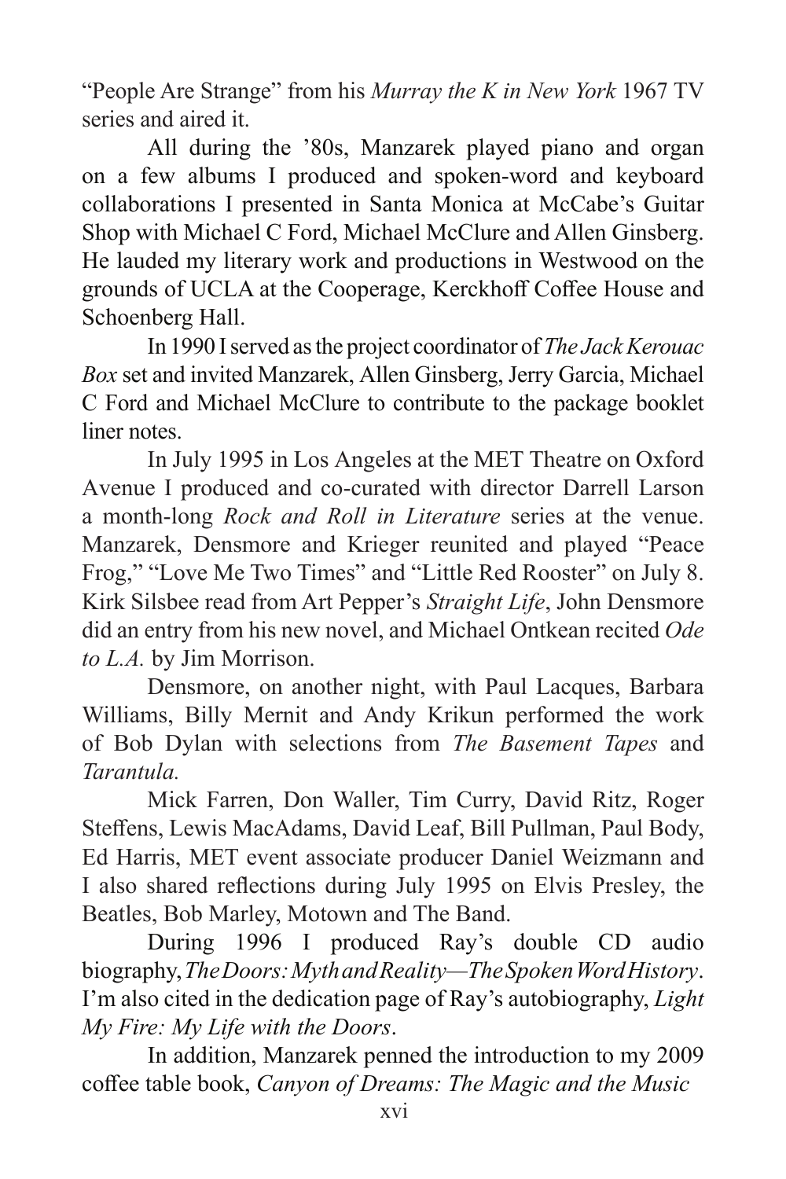"People Are Strange" from his *Murray the K in New York* 1967 TV series and aired it.

All during the '80s, Manzarek played piano and organ on a few albums I produced and spoken-word and keyboard collaborations I presented in Santa Monica at McCabe's Guitar Shop with Michael C Ford, Michael McClure and Allen Ginsberg. He lauded my literary work and productions in Westwood on the grounds of UCLA at the Cooperage, Kerckhoff Coffee House and Schoenberg Hall.

In 1990 I served as the project coordinator of *The Jack Kerouac Box* set and invited Manzarek, Allen Ginsberg, Jerry Garcia, Michael C Ford and Michael McClure to contribute to the package booklet liner notes.

In July 1995 in Los Angeles at the MET Theatre on Oxford Avenue I produced and co-curated with director Darrell Larson a month-long *Rock and Roll in Literature* series at the venue. Manzarek, Densmore and Krieger reunited and played "Peace Frog," "Love Me Two Times" and "Little Red Rooster" on July 8. Kirk Silsbee read from Art Pepper's *Straight Life*, John Densmore did an entry from his new novel, and Michael Ontkean recited *Ode to L.A.* by Jim Morrison.

Densmore, on another night, with Paul Lacques, Barbara Williams, Billy Mernit and Andy Krikun performed the work of Bob Dylan with selections from *The Basement Tapes* and *Tarantula.*

Mick Farren, Don Waller, Tim Curry, David Ritz, Roger Steffens, Lewis MacAdams, David Leaf, Bill Pullman, Paul Body, Ed Harris, MET event associate producer Daniel Weizmann and I also shared reflections during July 1995 on Elvis Presley, the Beatles, Bob Marley, Motown and The Band.

During 1996 I produced Ray's double CD audio biography, *The Doors: Myth and Reality—The Spoken Word History*. I'm also cited in the dedication page of Ray's autobiography, *Light My Fire: My Life with the Doors*.

In addition, Manzarek penned the introduction to my 2009 coffee table book, *Canyon of Dreams: The Magic and the Music*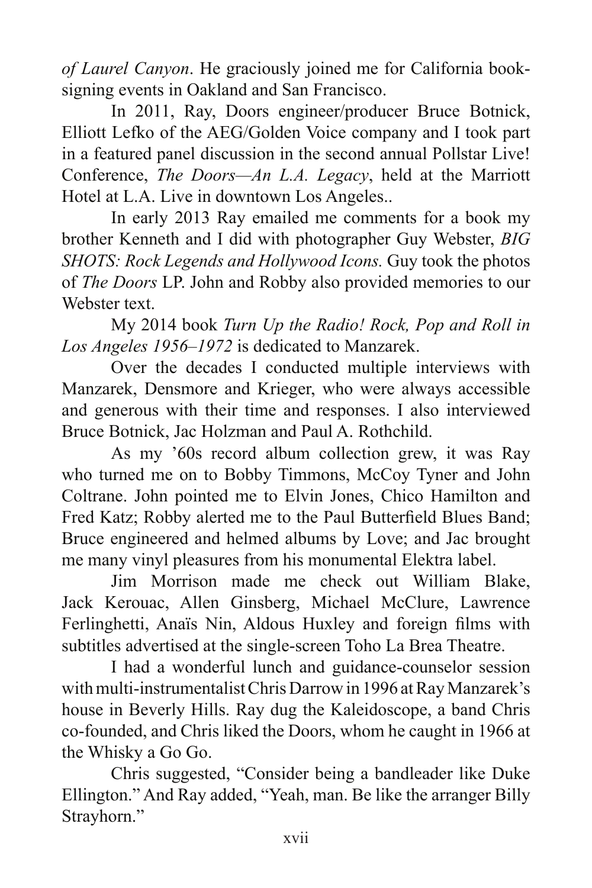*of Laurel Canyon*. He graciously joined me for California book-signing events in Oakland and San Francisco.

In 2011, Ray, Doors engineer/producer Bruce Botnick, Elliott Lefko of the AEG/Golden Voice company and I took part in a featured panel discussion in the second annual Pollstar Live! Conference, *The Doors—An L.A. Legacy*, held at the Marriott Hotel at L.A. Live in downtown Los Angeles..

In early 2013 Ray emailed me comments for a book my brother Kenneth and I did with photographer Guy Webster, *BIG SHOTS: Rock Legends and Hollywood Icons.* Guy took the photos of *The Doors* LP. John and Robby also provided memories to our Webster text.

My 2014 book *Turn Up the Radio! Rock, Pop and Roll in Los Angeles 1956–1972* is dedicated to Manzarek.

Over the decades I conducted multiple interviews with Manzarek, Densmore and Krieger, who were always accessible and generous with their time and responses. I also interviewed Bruce Botnick, Jac Holzman and Paul A. Rothchild.

As my '60s record album collection grew, it was Ray who turned me on to Bobby Timmons, McCoy Tyner and John Coltrane. John pointed me to Elvin Jones, Chico Hamilton and Fred Katz; Robby alerted me to the Paul Butterfield Blues Band; Bruce engineered and helmed albums by Love; and Jac brought me many vinyl pleasures from his monumental Elektra label.

Jim Morrison made me check out William Blake, Jack Kerouac, Allen Ginsberg, Michael McClure, Lawrence Ferlinghetti, Anaïs Nin, Aldous Huxley and foreign films with subtitles advertised at the single-screen Toho La Brea Theatre.

I had a wonderful lunch and guidance-counselor session with multi-instrumentalist Chris Darrow in 1996 at Ray Manzarek's house in Beverly Hills. Ray dug the Kaleidoscope, a band Chris co-founded, and Chris liked the Doors, whom he caught in 1966 at the Whisky a Go Go.

Chris suggested, "Consider being a bandleader like Duke Ellington." And Ray added, "Yeah, man. Be like the arranger Billy Strayhorn."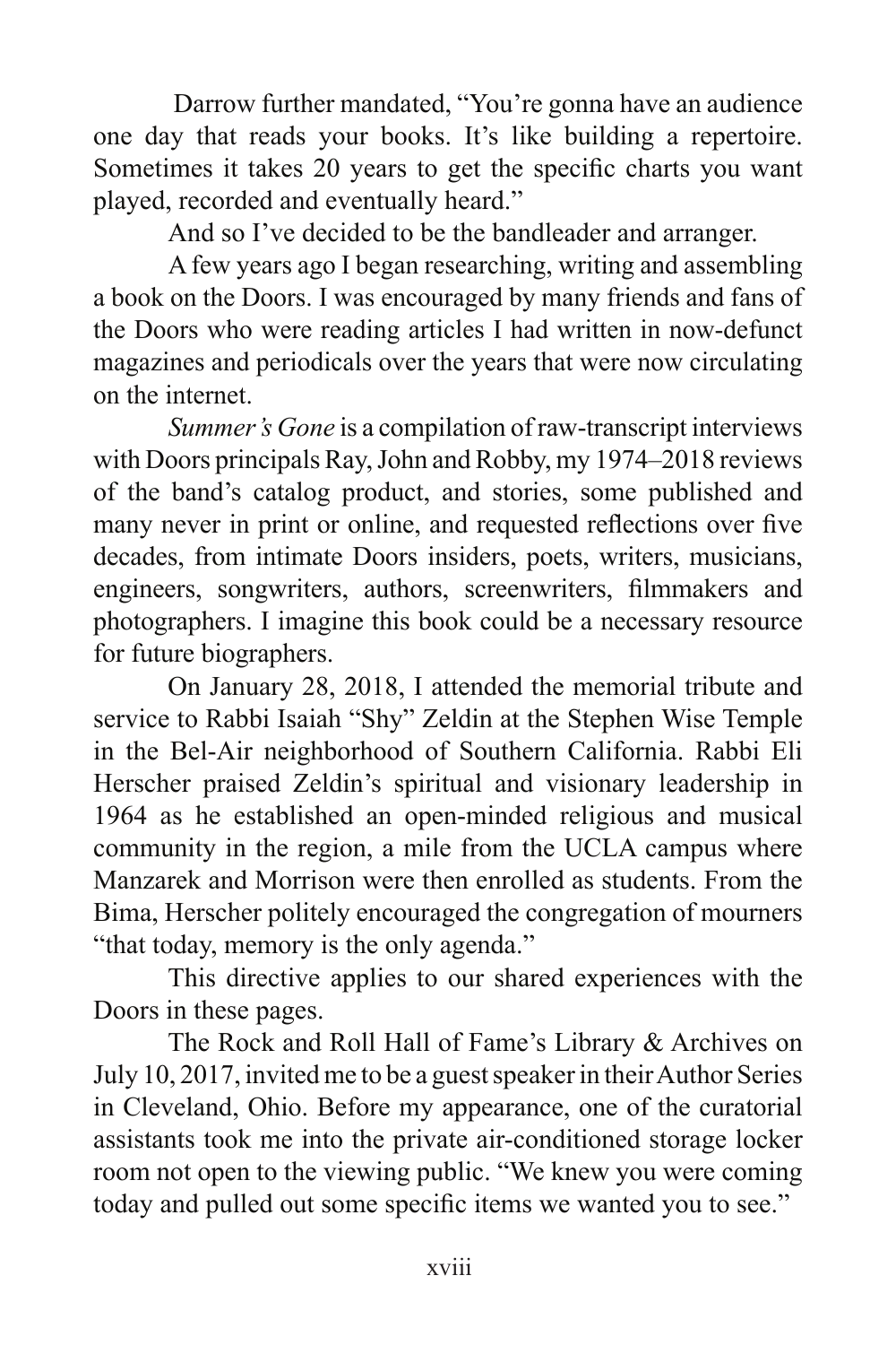Darrow further mandated, "You're gonna have an audience one day that reads your books. It's like building a repertoire. Sometimes it takes 20 years to get the specific charts you want played, recorded and eventually heard."

And so I've decided to be the bandleader and arranger.

A few years ago I began researching, writing and assembling a book on the Doors. I was encouraged by many friends and fans of the Doors who were reading articles I had written in now-defunct magazines and periodicals over the years that were now circulating on the internet.

*Summer's Gone* is a compilation of raw-transcript interviews with Doors principals Ray, John and Robby, my 1974–2018 reviews of the band's catalog product, and stories, some published and many never in print or online, and requested reflections over five decades, from intimate Doors insiders, poets, writers, musicians, engineers, songwriters, authors, screenwriters, filmmakers and photographers. I imagine this book could be a necessary resource for future biographers.

On January 28, 2018, I attended the memorial tribute and service to Rabbi Isaiah "Shy" Zeldin at the Stephen Wise Temple in the Bel-Air neighborhood of Southern California. Rabbi Eli Herscher praised Zeldin's spiritual and visionary leadership in 1964 as he established an open-minded religious and musical community in the region, a mile from the UCLA campus where Manzarek and Morrison were then enrolled as students. From the Bima, Herscher politely encouraged the congregation of mourners "that today, memory is the only agenda."

This directive applies to our shared experiences with the Doors in these pages.

The Rock and Roll Hall of Fame's Library & Archives on July 10, 2017, invited me to be a guest speaker in their Author Series in Cleveland, Ohio. Before my appearance, one of the curatorial assistants took me into the private air-conditioned storage locker room not open to the viewing public. "We knew you were coming today and pulled out some specific items we wanted you to see."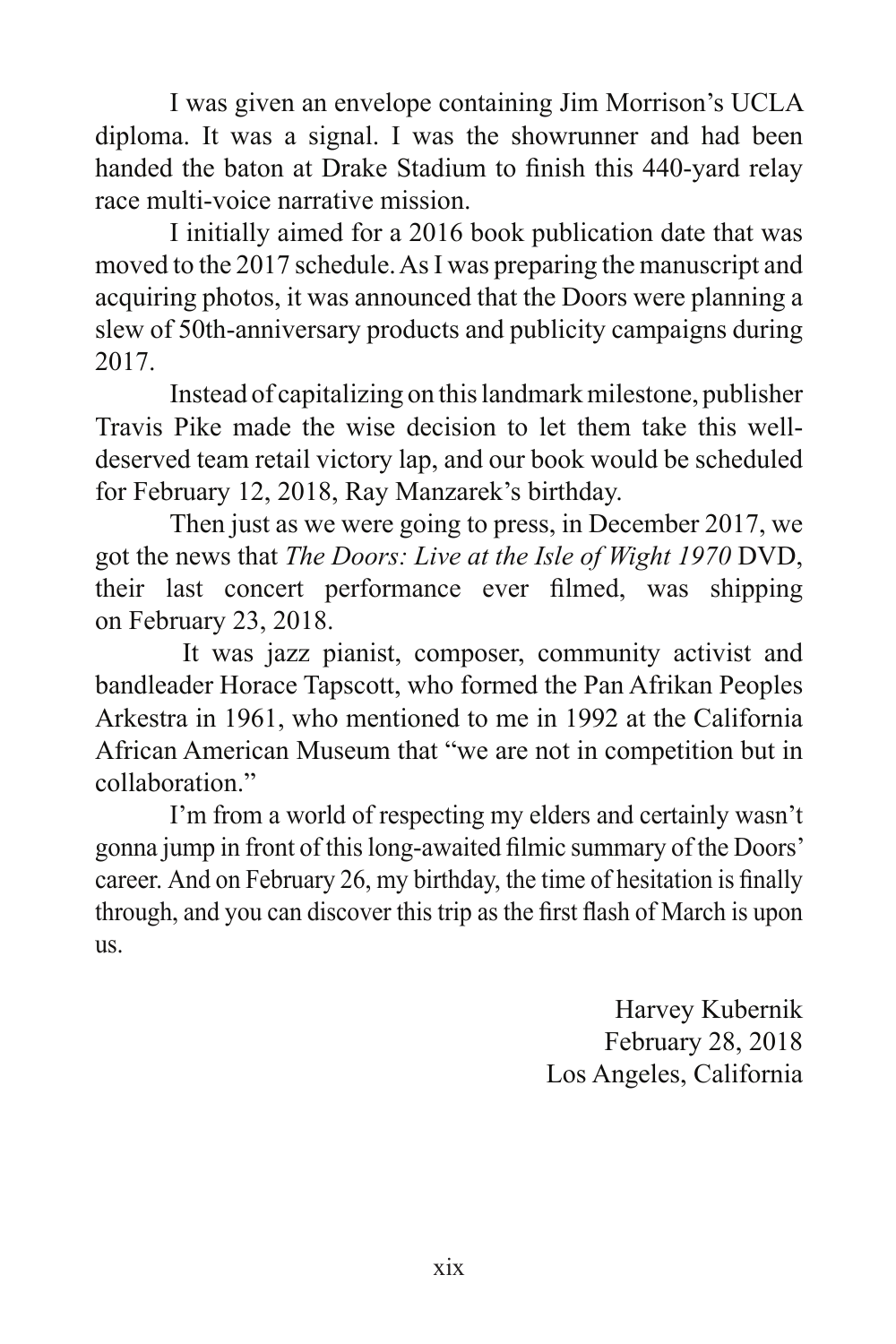I was given an envelope containing Jim Morrison's UCLA diploma. It was a signal. I was the showrunner and had been handed the baton at Drake Stadium to finish this 440-yard relay race multi-voice narrative mission.

I initially aimed for a 2016 book publication date that was moved to the 2017 schedule. As I was preparing the manuscript and acquiring photos, it was announced that the Doors were planning a slew of 50th-anniversary products and publicity campaigns during 2017.

Instead of capitalizing on this landmark milestone, publisher Travis Pike made the wise decision to let them take this well-deserved team retail victory lap, and our book would be scheduled for February 12, 2018, Ray Manzarek's birthday.

Then just as we were going to press, in December 2017, we got the news that *The Doors: Live at the Isle of Wight 1970* DVD, their last concert performance ever filmed, was shipping on February 23, 2018.

It was jazz pianist, composer, community activist and bandleader Horace Tapscott, who formed the Pan Afrikan Peoples Arkestra in 1961, who mentioned to me in 1992 at the California African American Museum that "we are not in competition but in collaboration."

I'm from a world of respecting my elders and certainly wasn't gonna jump in front of this long-awaited filmic summary of the Doors' career. And on February 26, my birthday, the time of hesitation is finally through, and you can discover this trip as the first flash of March is upon us.

Harvey Kubernik
February 28, 2018
Los Angeles, California